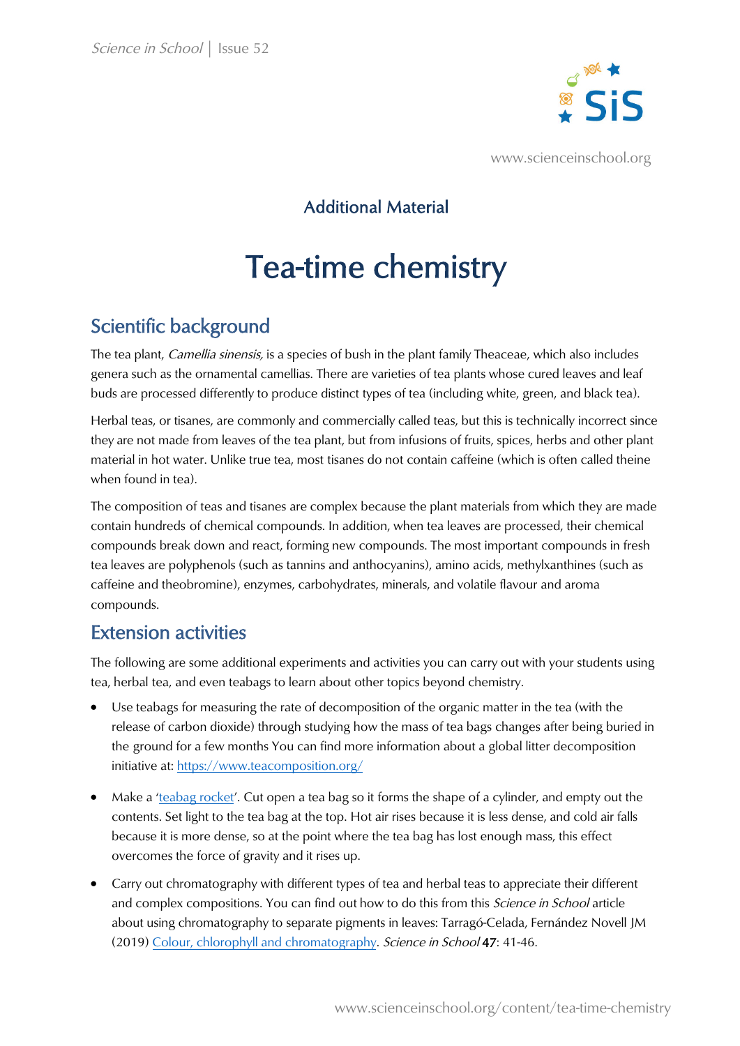## Additional Material

# Tea-time chemistry

## Scientific background

The tea plant, *Camellia sinensis,* is a species of bush in the plant family Theaceae, which also includes genera such as the ornamental camellias. There are varieties of tea plants whose cured leaves and leaf buds are processed differently to produce distinct types of tea (including white, green, and black tea).

Herbal teas, or tisanes, are commonly and commercially called teas, but this is technically incorrect since they are not made from leaves of the tea plant, but from infusions of fruits, spices, herbs and other plant material in hot water. Unlike true tea, most tisanes do not contain caffeine (which is often called theine when found in tea).

The composition of teas and tisanes are complex because the plant materials from which they are made contain hundreds of chemical compounds. In addition, when tea leaves are processed, their chemical compounds break down and react, forming new compounds. The most important compounds in fresh tea leaves are polyphenols (such as tannins and anthocyanins), amino acids, methylxanthines (such as caffeine and theobromine), enzymes, carbohydrates, minerals, and volatile flavour and aroma compounds.

## Extension activities

The following are some additional experiments and activities you can carry out with your students using tea, herbal tea, and even teabags to learn about other topics beyond chemistry.

- Use teabags for measuring the rate of decomposition of the organic matter in the tea (with the release of carbon dioxide) through studying how the mass of tea bags changes after being buried in the ground for a few months You can find more information about a global litter decomposition initiative at: https://www.teacomposition.org/
- Make a 'teabag rocket'. Cut open a tea bag so it forms the shape of a cylinder, and empty out the contents. Set light to the tea bag at the top. Hot air rises because it is less dense, and cold air falls because it is more dense, so at the point where the tea bag has lost enough mass, this effect overcomes the force of gravity and it rises up.
- Carry out chromatography with different types of tea and herbal teas to appreciate their different and complex compositions. You can find out how to do this from this *Science in School* article about using chromatography to separate pigments in leaves: Tarragó-Celada, Fernández Novell JM (2019) Colour, chlorophyll and chromatography. *Science in School* **47**: 41-46.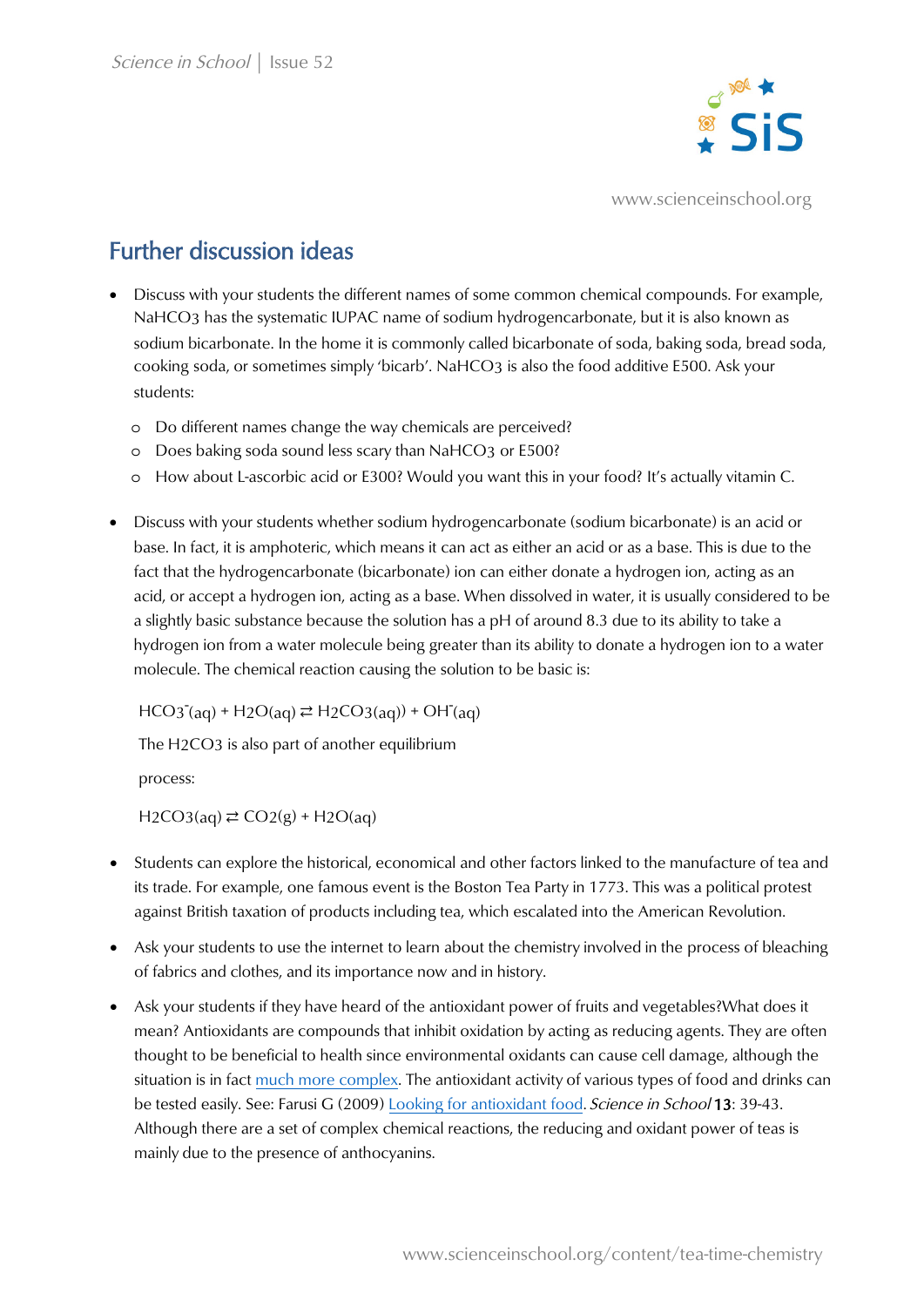## Further discussion ideas

- Discuss with your students the different names of some common chemical compounds. For example, $NaHCO_3$ has the systematic IUPAC name of sodium hydrogencarbonate, but it is also known as sodium bicarbonate. In the home it is commonly called bicarbonate of soda, baking soda, bread soda, cooking soda, or sometimes simply 'bicarb'. $NaHCO_3$ is also the food additive E500. Ask your students:
  - Do different names change the way chemicals are perceived?
  - Does baking soda sound less scary than $NaHCO_3$ or E500?
  - How about L-ascorbic acid or E300? Would you want this in your food? It's actually vitamin C.

- Discuss with your students whether sodium hydrogencarbonate (sodium bicarbonate) is an acid or base. In fact, it is amphoteric, which means it can act as either an acid or as a base. This is due to the fact that the hydrogencarbonate (bicarbonate) ion can either donate a hydrogen ion, acting as an acid, or accept a hydrogen ion, acting as a base. When dissolved in water, it is usually considered to be a slightly basic substance because the solution has a pH of around 8.3 due to its ability to take a hydrogen ion from a water molecule being greater than its ability to donate a hydrogen ion to a water molecule. The chemical reaction causing the solution to be basic is:

  $$HCO_3^-(aq) + H_2O(aq) \rightleftarrows H_2CO_3(aq)) + OH^-(aq)$$

  The $H_2CO_3$ is also part of another equilibrium process:

  $$H_2CO_3(aq) \rightleftarrows CO_2(g) + H_2O(aq)$$

- Students can explore the historical, economical and other factors linked to the manufacture of tea and its trade. For example, one famous event is the Boston Tea Party in 1773. This was a political protest against British taxation of products including tea, which escalated into the American Revolution.

- Ask your students to use the internet to learn about the chemistry involved in the process of bleaching of fabrics and clothes, and its importance now and in history.

- Ask your students if they have heard of the antioxidant power of fruits and vegetables?What does it mean? Antioxidants are compounds that inhibit oxidation by acting as reducing agents. They are often thought to be beneficial to health since environmental oxidants can cause cell damage, although the situation is in fact much more complex. The antioxidant activity of various types of food and drinks can be tested easily. See: Farusi G (2009) Looking for antioxidant food. *Science in School* **13**: 39-43. Although there are a set of complex chemical reactions, the reducing and oxidant power of teas is mainly due to the presence of anthocyanins.